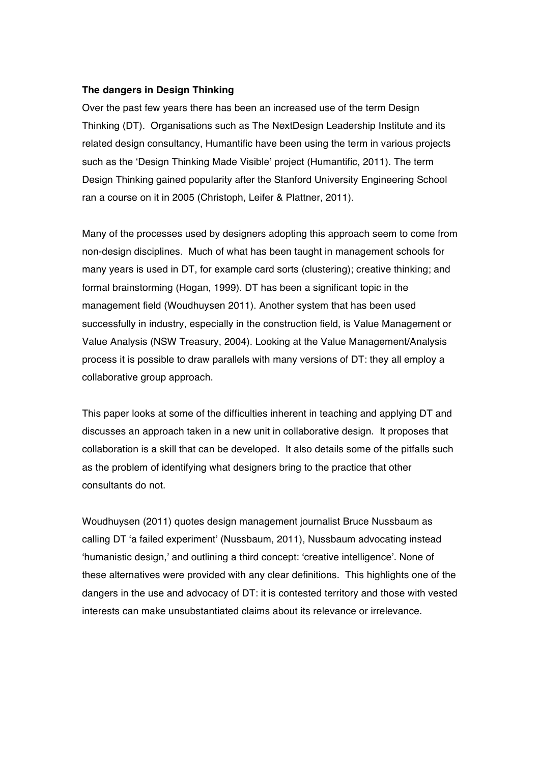**The dangers in Design Thinking**

Over the past few years there has been an increased use of the term Design Thinking (DT). Organisations such as The NextDesign Leadership Institute and its related design consultancy, Humantific have been using the term in various projects such as the 'Design Thinking Made Visible' project (Humantific, 2011). The term Design Thinking gained popularity after the Stanford University Engineering School ran a course on it in 2005 (Christoph, Leifer & Plattner, 2011).

Many of the processes used by designers adopting this approach seem to come from non-design disciplines. Much of what has been taught in management schools for many years is used in DT, for example card sorts (clustering); creative thinking; and formal brainstorming (Hogan, 1999). DT has been a significant topic in the management field (Woudhuysen 2011). Another system that has been used successfully in industry, especially in the construction field, is Value Management or Value Analysis (NSW Treasury, 2004). Looking at the Value Management/Analysis process it is possible to draw parallels with many versions of DT: they all employ a collaborative group approach.

This paper looks at some of the difficulties inherent in teaching and applying DT and discusses an approach taken in a new unit in collaborative design. It proposes that collaboration is a skill that can be developed. It also details some of the pitfalls such as the problem of identifying what designers bring to the practice that other consultants do not.

Woudhuysen (2011) quotes design management journalist Bruce Nussbaum as calling DT 'a failed experiment' (Nussbaum, 2011), Nussbaum advocating instead 'humanistic design,' and outlining a third concept: 'creative intelligence'. None of these alternatives were provided with any clear definitions. This highlights one of the dangers in the use and advocacy of DT: it is contested territory and those with vested interests can make unsubstantiated claims about its relevance or irrelevance.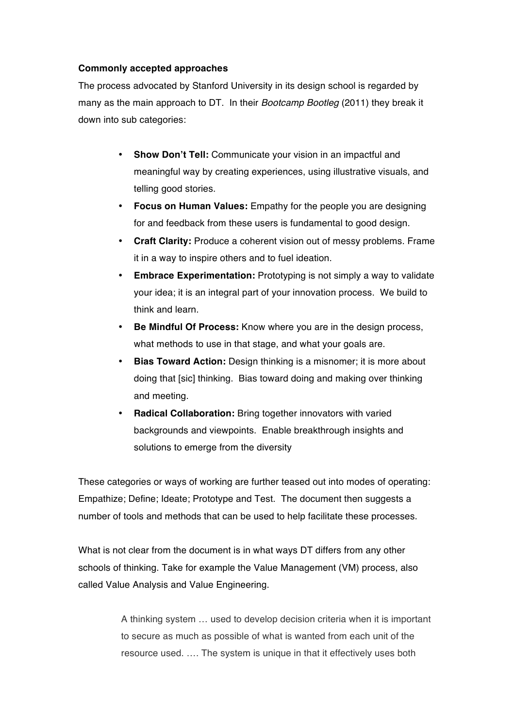**Commonly accepted approaches**

The process advocated by Stanford University in its design school is regarded by many as the main approach to DT. In their *Bootcamp Bootleg* (2011) they break it down into sub categories:

- **Show Don't Tell:** Communicate your vision in an impactful and meaningful way by creating experiences, using illustrative visuals, and telling good stories.
- **Focus on Human Values:** Empathy for the people you are designing for and feedback from these users is fundamental to good design.
- **Craft Clarity:** Produce a coherent vision out of messy problems. Frame it in a way to inspire others and to fuel ideation.
- **Embrace Experimentation:** Prototyping is not simply a way to validate your idea; it is an integral part of your innovation process. We build to think and learn.
- **Be Mindful Of Process:** Know where you are in the design process, what methods to use in that stage, and what your goals are.
- **Bias Toward Action:** Design thinking is a misnomer; it is more about doing that [sic] thinking. Bias toward doing and making over thinking and meeting.
- **Radical Collaboration:** Bring together innovators with varied backgrounds and viewpoints. Enable breakthrough insights and solutions to emerge from the diversity

These categories or ways of working are further teased out into modes of operating: Empathize; Define; Ideate; Prototype and Test. The document then suggests a number of tools and methods that can be used to help facilitate these processes.

What is not clear from the document is in what ways DT differs from any other schools of thinking. Take for example the Value Management (VM) process, also called Value Analysis and Value Engineering.

> A thinking system … used to develop decision criteria when it is important to secure as much as possible of what is wanted from each unit of the resource used. …. The system is unique in that it effectively uses both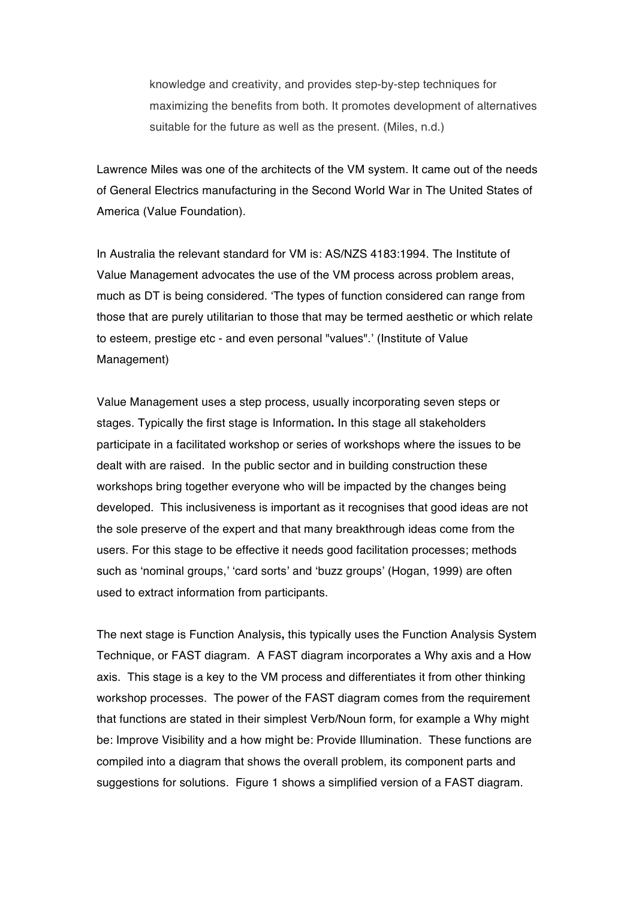> knowledge and creativity, and provides step-by-step techniques for maximizing the benefits from both. It promotes development of alternatives suitable for the future as well as the present. (Miles, n.d.)

Lawrence Miles was one of the architects of the VM system. It came out of the needs of General Electrics manufacturing in the Second World War in The United States of America (Value Foundation).

In Australia the relevant standard for VM is: AS/NZS 4183:1994. The Institute of Value Management advocates the use of the VM process across problem areas, much as DT is being considered. 'The types of function considered can range from those that are purely utilitarian to those that may be termed aesthetic or which relate to esteem, prestige etc - and even personal "values".' (Institute of Value Management)

Value Management uses a step process, usually incorporating seven steps or stages. Typically the first stage is Information**.** In this stage all stakeholders participate in a facilitated workshop or series of workshops where the issues to be dealt with are raised. In the public sector and in building construction these workshops bring together everyone who will be impacted by the changes being developed. This inclusiveness is important as it recognises that good ideas are not the sole preserve of the expert and that many breakthrough ideas come from the users. For this stage to be effective it needs good facilitation processes; methods such as 'nominal groups,' 'card sorts' and 'buzz groups' (Hogan, 1999) are often used to extract information from participants.

The next stage is Function Analysis**,** this typically uses the Function Analysis System Technique, or FAST diagram. A FAST diagram incorporates a Why axis and a How axis. This stage is a key to the VM process and differentiates it from other thinking workshop processes. The power of the FAST diagram comes from the requirement that functions are stated in their simplest Verb/Noun form, for example a Why might be: Improve Visibility and a how might be: Provide Illumination. These functions are compiled into a diagram that shows the overall problem, its component parts and suggestions for solutions. Figure 1 shows a simplified version of a FAST diagram.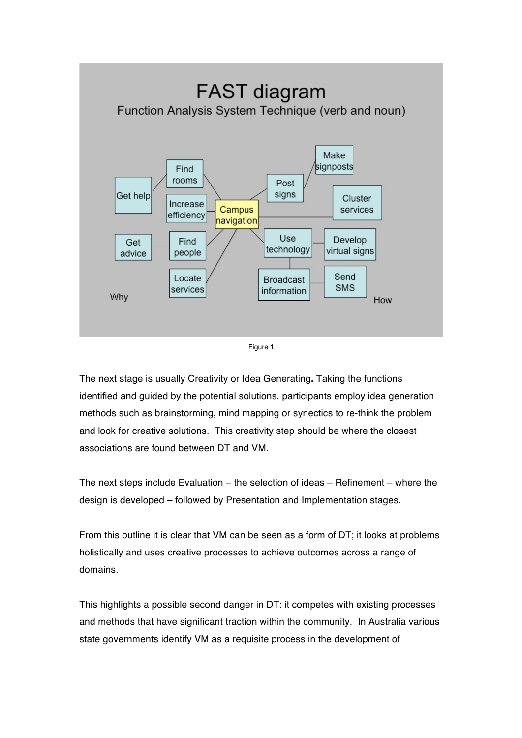Figure 1

The next stage is usually Creativity or Idea Generating**.** Taking the functions identified and guided by the potential solutions, participants employ idea generation methods such as brainstorming, mind mapping or synectics to re-think the problem and look for creative solutions. This creativity step should be where the closest associations are found between DT and VM.

The next steps include Evaluation – the selection of ideas – Refinement – where the design is developed – followed by Presentation and Implementation stages.

From this outline it is clear that VM can be seen as a form of DT; it looks at problems holistically and uses creative processes to achieve outcomes across a range of domains.

This highlights a possible second danger in DT: it competes with existing processes and methods that have significant traction within the community. In Australia various state governments identify VM as a requisite process in the development of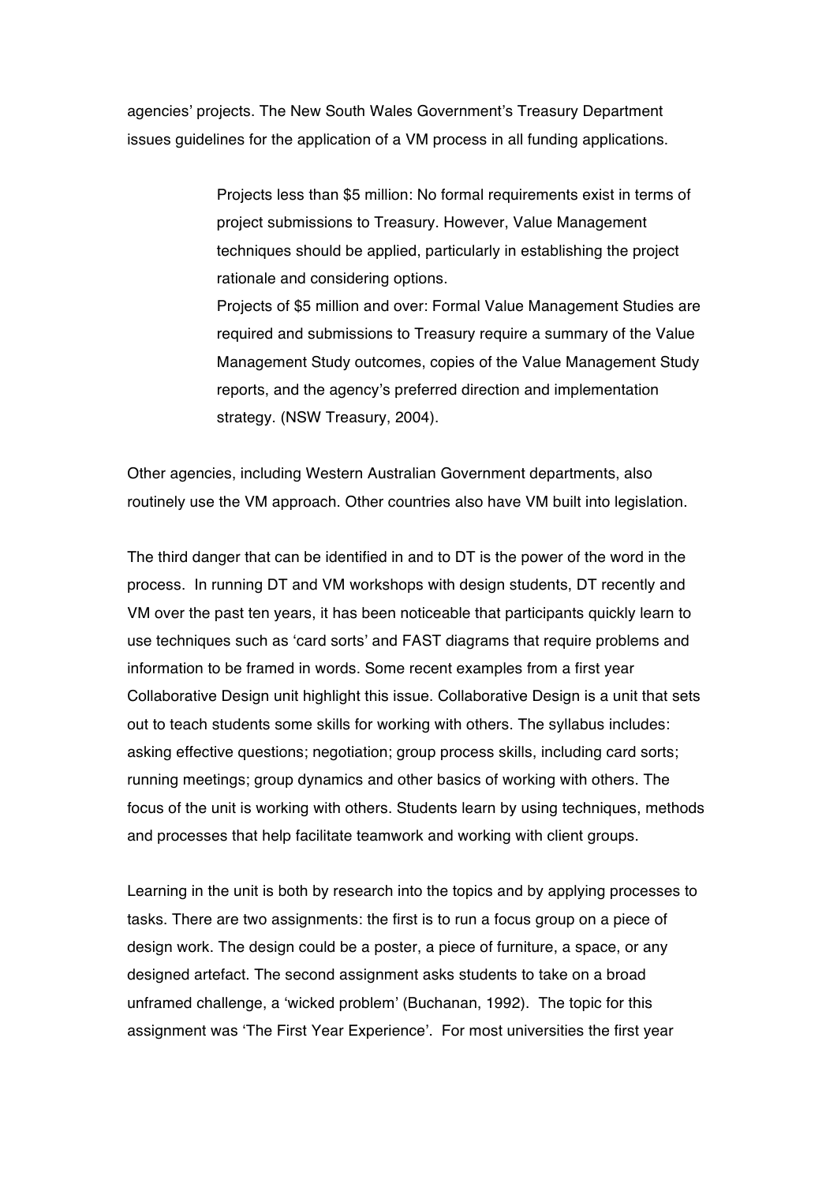agencies' projects. The New South Wales Government's Treasury Department issues guidelines for the application of a VM process in all funding applications.

> Projects less than $5 million: No formal requirements exist in terms of project submissions to Treasury. However, Value Management techniques should be applied, particularly in establishing the project rationale and considering options.
> Projects of $5 million and over: Formal Value Management Studies are required and submissions to Treasury require a summary of the Value Management Study outcomes, copies of the Value Management Study reports, and the agency's preferred direction and implementation strategy. (NSW Treasury, 2004).

Other agencies, including Western Australian Government departments, also routinely use the VM approach. Other countries also have VM built into legislation.

The third danger that can be identified in and to DT is the power of the word in the process. In running DT and VM workshops with design students, DT recently and VM over the past ten years, it has been noticeable that participants quickly learn to use techniques such as 'card sorts' and FAST diagrams that require problems and information to be framed in words. Some recent examples from a first year Collaborative Design unit highlight this issue. Collaborative Design is a unit that sets out to teach students some skills for working with others. The syllabus includes: asking effective questions; negotiation; group process skills, including card sorts; running meetings; group dynamics and other basics of working with others. The focus of the unit is working with others. Students learn by using techniques, methods and processes that help facilitate teamwork and working with client groups.

Learning in the unit is both by research into the topics and by applying processes to tasks. There are two assignments: the first is to run a focus group on a piece of design work. The design could be a poster, a piece of furniture, a space, or any designed artefact. The second assignment asks students to take on a broad unframed challenge, a 'wicked problem' (Buchanan, 1992). The topic for this assignment was 'The First Year Experience'. For most universities the first year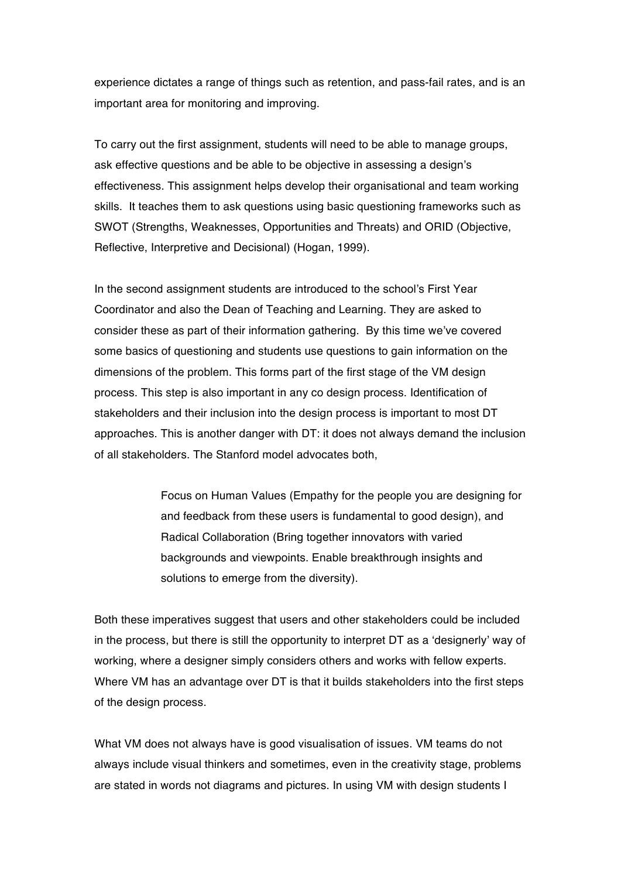experience dictates a range of things such as retention, and pass-fail rates, and is an important area for monitoring and improving.

To carry out the first assignment, students will need to be able to manage groups, ask effective questions and be able to be objective in assessing a design's effectiveness. This assignment helps develop their organisational and team working skills. It teaches them to ask questions using basic questioning frameworks such as SWOT (Strengths, Weaknesses, Opportunities and Threats) and ORID (Objective, Reflective, Interpretive and Decisional) (Hogan, 1999).

In the second assignment students are introduced to the school's First Year Coordinator and also the Dean of Teaching and Learning. They are asked to consider these as part of their information gathering. By this time we've covered some basics of questioning and students use questions to gain information on the dimensions of the problem. This forms part of the first stage of the VM design process. This step is also important in any co design process. Identification of stakeholders and their inclusion into the design process is important to most DT approaches. This is another danger with DT: it does not always demand the inclusion of all stakeholders. The Stanford model advocates both,

> Focus on Human Values (Empathy for the people you are designing for and feedback from these users is fundamental to good design), and Radical Collaboration (Bring together innovators with varied backgrounds and viewpoints. Enable breakthrough insights and solutions to emerge from the diversity).

Both these imperatives suggest that users and other stakeholders could be included in the process, but there is still the opportunity to interpret DT as a 'designerly' way of working, where a designer simply considers others and works with fellow experts. Where VM has an advantage over DT is that it builds stakeholders into the first steps of the design process.

What VM does not always have is good visualisation of issues. VM teams do not always include visual thinkers and sometimes, even in the creativity stage, problems are stated in words not diagrams and pictures. In using VM with design students I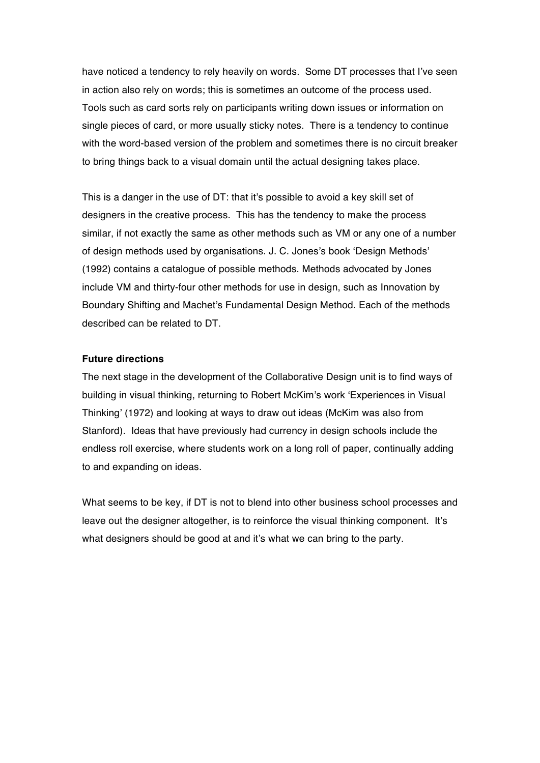have noticed a tendency to rely heavily on words. Some DT processes that I've seen in action also rely on words; this is sometimes an outcome of the process used. Tools such as card sorts rely on participants writing down issues or information on single pieces of card, or more usually sticky notes. There is a tendency to continue with the word-based version of the problem and sometimes there is no circuit breaker to bring things back to a visual domain until the actual designing takes place.

This is a danger in the use of DT: that it's possible to avoid a key skill set of designers in the creative process. This has the tendency to make the process similar, if not exactly the same as other methods such as VM or any one of a number of design methods used by organisations. J. C. Jones's book 'Design Methods' (1992) contains a catalogue of possible methods. Methods advocated by Jones include VM and thirty-four other methods for use in design, such as Innovation by Boundary Shifting and Machet's Fundamental Design Method. Each of the methods described can be related to DT.

**Future directions**

The next stage in the development of the Collaborative Design unit is to find ways of building in visual thinking, returning to Robert McKim's work 'Experiences in Visual Thinking' (1972) and looking at ways to draw out ideas (McKim was also from Stanford). Ideas that have previously had currency in design schools include the endless roll exercise, where students work on a long roll of paper, continually adding to and expanding on ideas.

What seems to be key, if DT is not to blend into other business school processes and leave out the designer altogether, is to reinforce the visual thinking component. It's what designers should be good at and it's what we can bring to the party.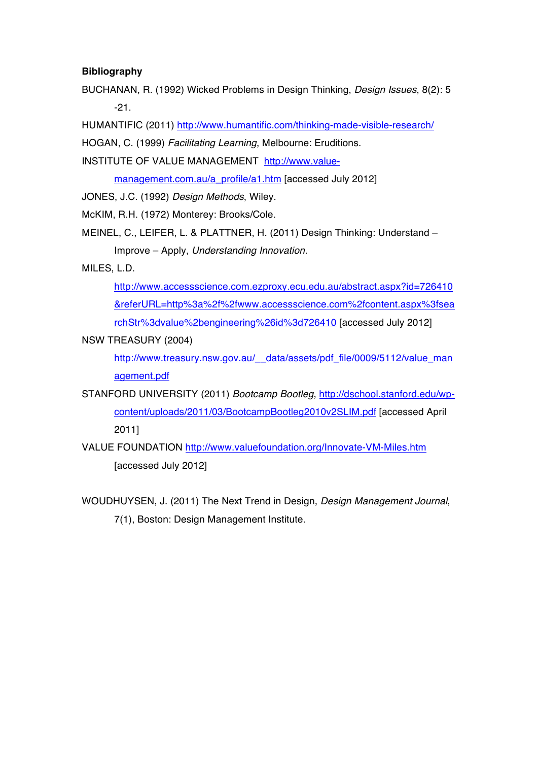**Bibliography**

BUCHANAN, R. (1992) Wicked Problems in Design Thinking, *Design Issues*, 8(2): 5 -21.

HUMANTIFIC (2011) http://www.humantific.com/thinking-made-visible-research/

HOGAN, C. (1999) *Facilitating Learning*, Melbourne: Eruditions.

INSTITUTE OF VALUE MANAGEMENT http://www.value-management.com.au/a_profile/a1.htm [accessed July 2012]

JONES, J.C. (1992) *Design Methods*, Wiley.

McKIM, R.H. (1972) Monterey: Brooks/Cole.

MEINEL, C., LEIFER, L. & PLATTNER, H. (2011) Design Thinking: Understand – Improve – Apply, *Understanding Innovation*.

MILES, L.D. http://www.accessscience.com.ezproxy.ecu.edu.au/abstract.aspx?id=726410&referURL=http%3a%2f%2fwww.accessscience.com%2fcontent.aspx%3fsearchStr%3dvalue%2bengineering%26id%3d726410 [accessed July 2012]

NSW TREASURY (2004) http://www.treasury.nsw.gov.au/__data/assets/pdf_file/0009/5112/value_management.pdf

STANFORD UNIVERSITY (2011) *Bootcamp Bootleg*, http://dschool.stanford.edu/wp-content/uploads/2011/03/BootcampBootleg2010v2SLIM.pdf [accessed April 2011]

VALUE FOUNDATION http://www.valuefoundation.org/Innovate-VM-Miles.htm [accessed July 2012]

WOUDHUYSEN, J. (2011) The Next Trend in Design, *Design Management Journal*, 7(1), Boston: Design Management Institute.